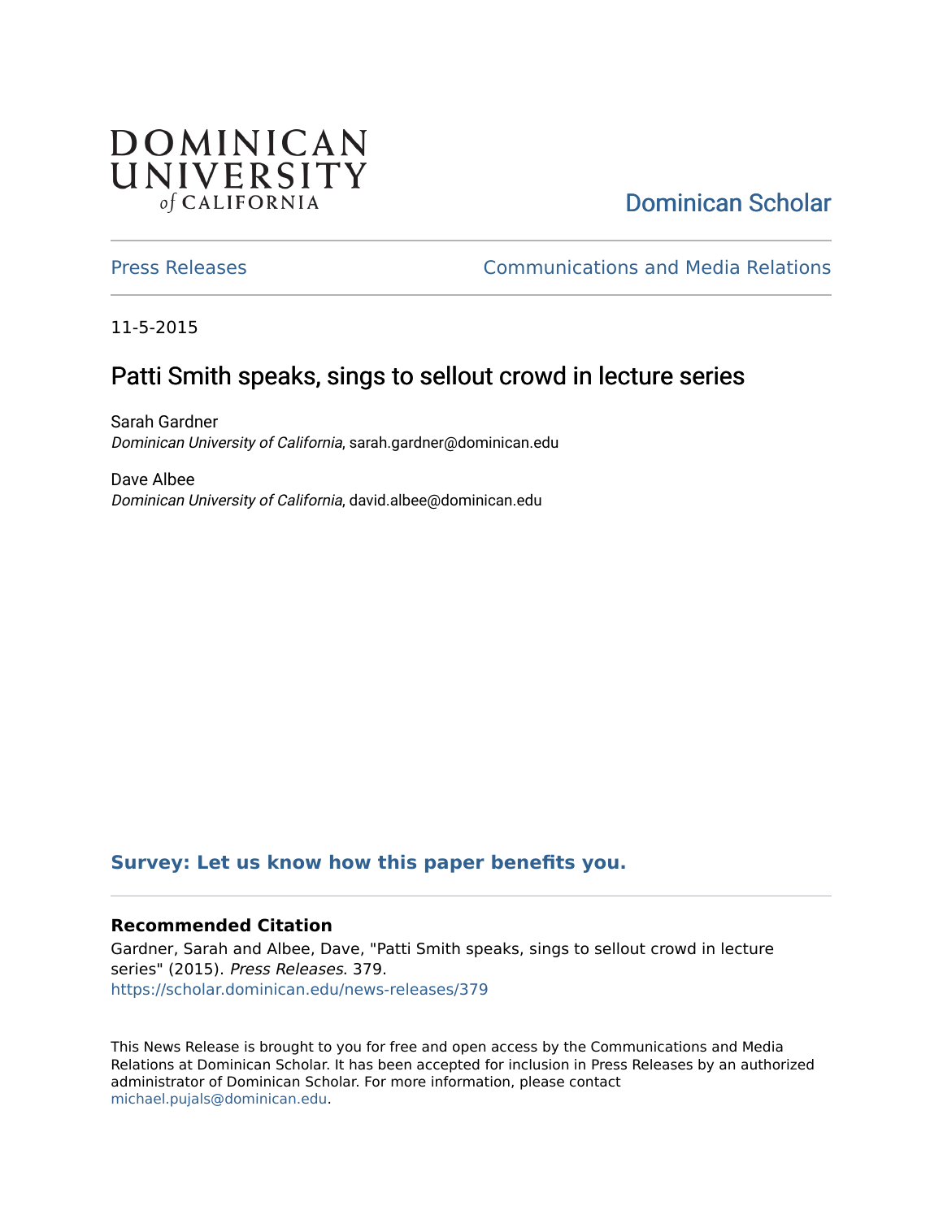DOMINICAN UNIVERSITY of CALIFORNIA

Dominican Scholar

Press Releases

Communications and Media Relations

11-5-2015

# Patti Smith speaks, sings to sellout crowd in lecture series

Sarah Gardner
*Dominican University of California*, sarah.gardner@dominican.edu

Dave Albee
*Dominican University of California*, david.albee@dominican.edu

**Survey: Let us know how this paper benefits you.**

### Recommended Citation

Gardner, Sarah and Albee, Dave, "Patti Smith speaks, sings to sellout crowd in lecture series" (2015). *Press Releases*. 379.
https://scholar.dominican.edu/news-releases/379

This News Release is brought to you for free and open access by the Communications and Media Relations at Dominican Scholar. It has been accepted for inclusion in Press Releases by an authorized administrator of Dominican Scholar. For more information, please contact michael.pujals@dominican.edu.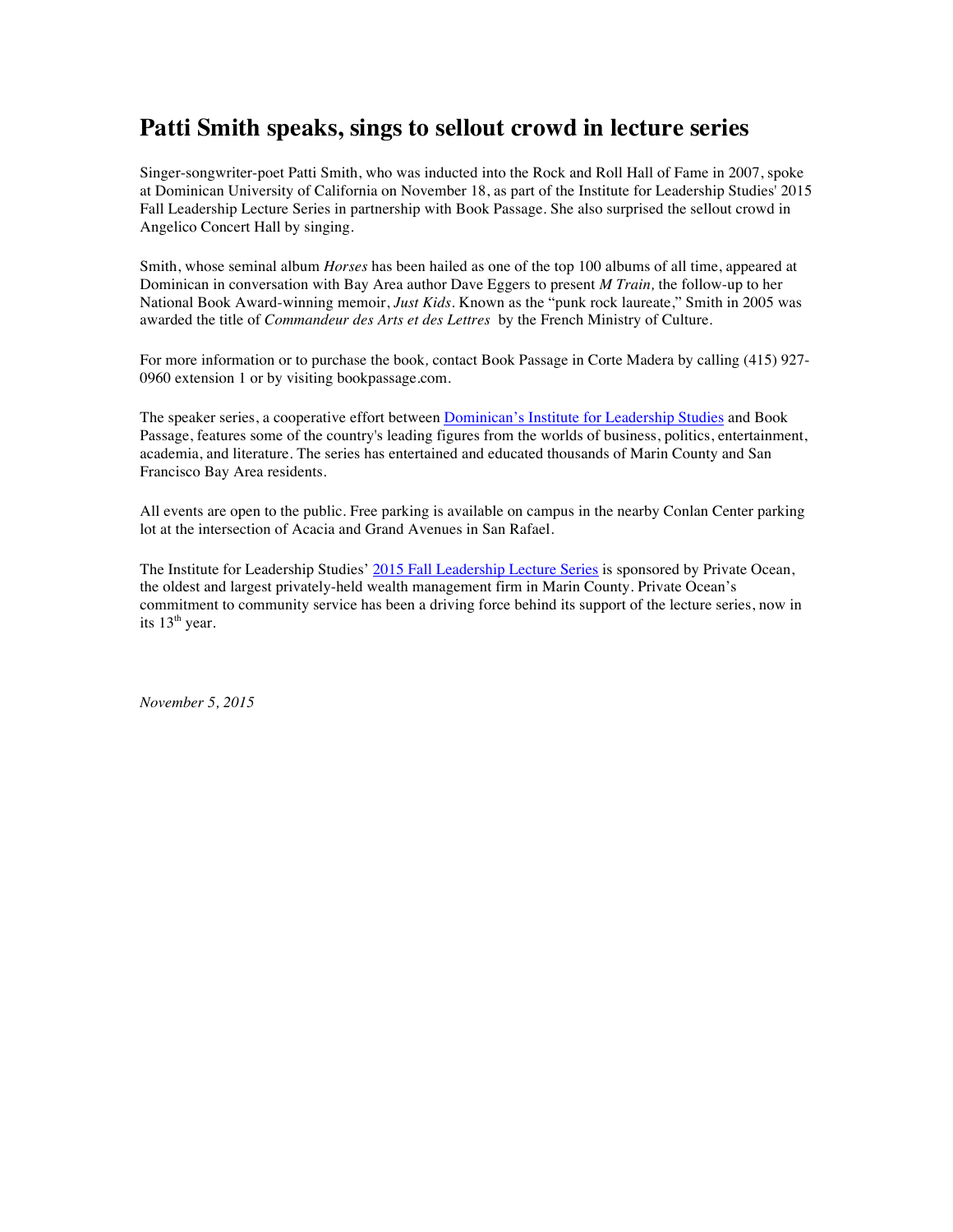# Patti Smith speaks, sings to sellout crowd in lecture series

Singer-songwriter-poet Patti Smith, who was inducted into the Rock and Roll Hall of Fame in 2007, spoke at Dominican University of California on November 18, as part of the Institute for Leadership Studies' 2015 Fall Leadership Lecture Series in partnership with Book Passage. She also surprised the sellout crowd in Angelico Concert Hall by singing.

Smith, whose seminal album *Horses* has been hailed as one of the top 100 albums of all time, appeared at Dominican in conversation with Bay Area author Dave Eggers to present *M Train,* the follow-up to her National Book Award-winning memoir, *Just Kids*. Known as the "punk rock laureate," Smith in 2005 was awarded the title of *Commandeur des Arts et des Lettres* by the French Ministry of Culture.

For more information or to purchase the book, contact Book Passage in Corte Madera by calling (415) 927-0960 extension 1 or by visiting bookpassage.com.

The speaker series, a cooperative effort between Dominican's Institute for Leadership Studies and Book Passage, features some of the country's leading figures from the worlds of business, politics, entertainment, academia, and literature. The series has entertained and educated thousands of Marin County and San Francisco Bay Area residents.

All events are open to the public. Free parking is available on campus in the nearby Conlan Center parking lot at the intersection of Acacia and Grand Avenues in San Rafael.

The Institute for Leadership Studies' 2015 Fall Leadership Lecture Series is sponsored by Private Ocean, the oldest and largest privately-held wealth management firm in Marin County. Private Ocean's commitment to community service has been a driving force behind its support of the lecture series, now in its 13th year.

*November 5, 2015*